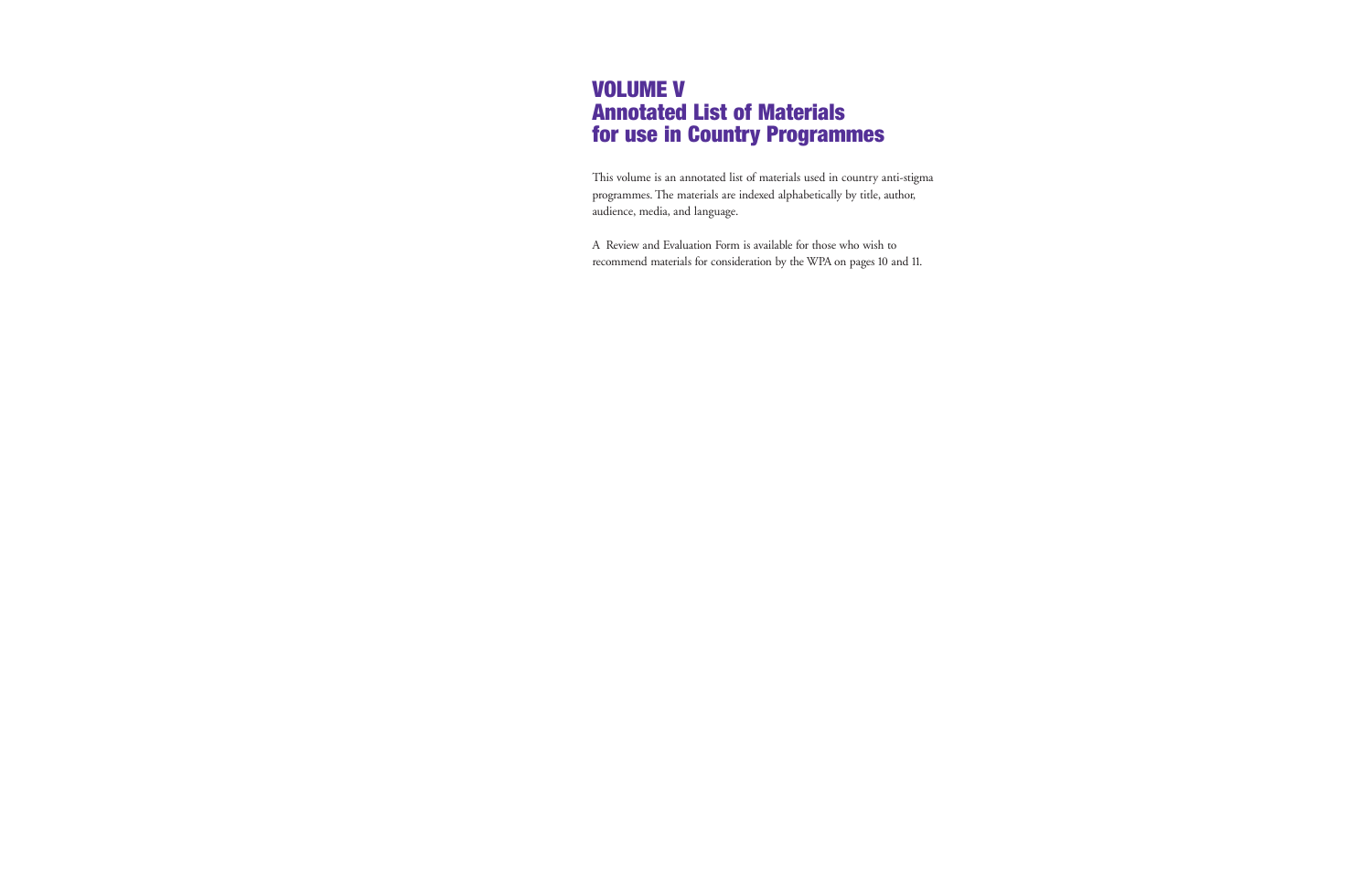# VOLUME V
# Annotated List of Materials for use in Country Programmes

This volume is an annotated list of materials used in country anti-stigma programmes. The materials are indexed alphabetically by title, author, audience, media, and language.

A Review and Evaluation Form is available for those who wish to recommend materials for consideration by the WPA on pages 10 and 11.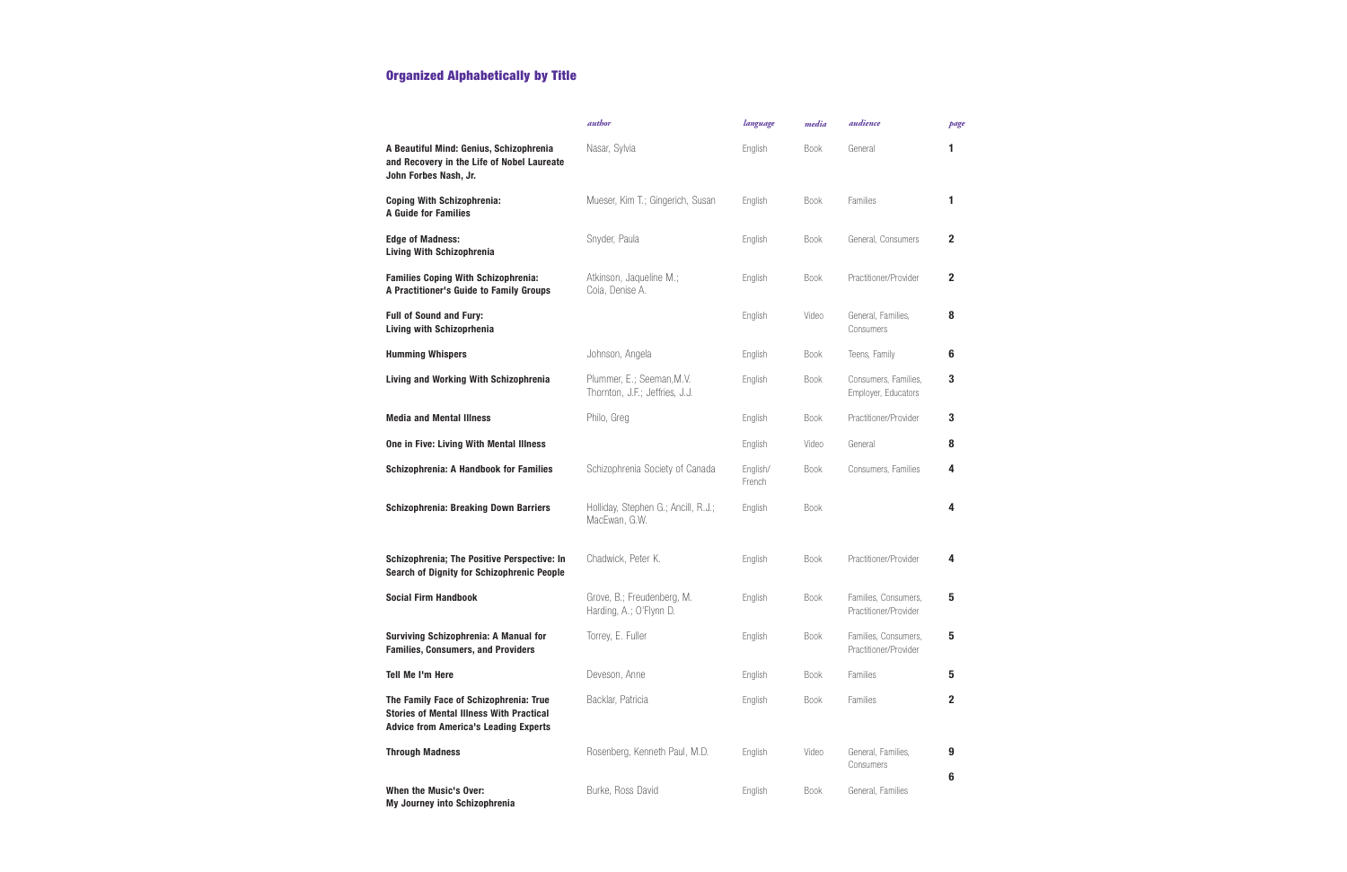## Organized Alphabetically by Title

| | author | language | media | audience | page |
|---|---|---|---|---|---|
| **A Beautiful Mind: Genius, Schizophrenia and Recovery in the Life of Nobel Laureate John Forbes Nash, Jr.** | Nasar, Sylvia | English | Book | General | **1** |
| **Coping With Schizophrenia: A Guide for Families** | Mueser, Kim T.; Gingerich, Susan | English | Book | Families | **1** |
| **Edge of Madness: Living With Schizophrenia** | Snyder, Paula | English | Book | General, Consumers | **2** |
| **Families Coping With Schizophrenia: A Practitioner's Guide to Family Groups** | Atkinson, Jaqueline M.; Coia, Denise A. | English | Book | Practitioner/Provider | **2** |
| **Full of Sound and Fury: Living with Schizoprhenia** | | English | Video | General, Families, Consumers | **8** |
| **Humming Whispers** | Johnson, Angela | English | Book | Teens, Family | **6** |
| **Living and Working With Schizophrenia** | Plummer, E.; Seeman,M.V. Thornton, J.F.; Jeffries, J.J. | English | Book | Consumers, Families, Employer, Educators | **3** |
| **Media and Mental Illness** | Philo, Greg | English | Book | Practitioner/Provider | **3** |
| **One in Five: Living With Mental Illness** | | English | Video | General | **8** |
| **Schizophrenia: A Handbook for Families** | Schizophrenia Society of Canada | English/ French | Book | Consumers, Families | **4** |
| **Schizophrenia: Breaking Down Barriers** | Holliday, Stephen G.; Ancill, R.J.; MacEwan, G.W. | English | Book | | **4** |
| **Schizophrenia; The Positive Perspective: In Search of Dignity for Schizophrenic People** | Chadwick, Peter K. | English | Book | Practitioner/Provider | **4** |
| **Social Firm Handbook** | Grove, B.; Freudenberg, M. Harding, A.; O'Flynn D. | English | Book | Families, Consumers, Practitioner/Provider | **5** |
| **Surviving Schizophrenia: A Manual for Families, Consumers, and Providers** | Torrey, E. Fuller | English | Book | Families, Consumers, Practitioner/Provider | **5** |
| **Tell Me I'm Here** | Deveson, Anne | English | Book | Families | **5** |
| **The Family Face of Schizophrenia: True Stories of Mental Illness With Practical Advice from America's Leading Experts** | Backlar, Patricia | English | Book | Families | **2** |
| **Through Madness** | Rosenberg, Kenneth Paul, M.D. | English | Video | General, Families, Consumers | **9** |
| **When the Music's Over: My Journey into Schizophrenia** | Burke, Ross David | English | Book | General, Families | **6** |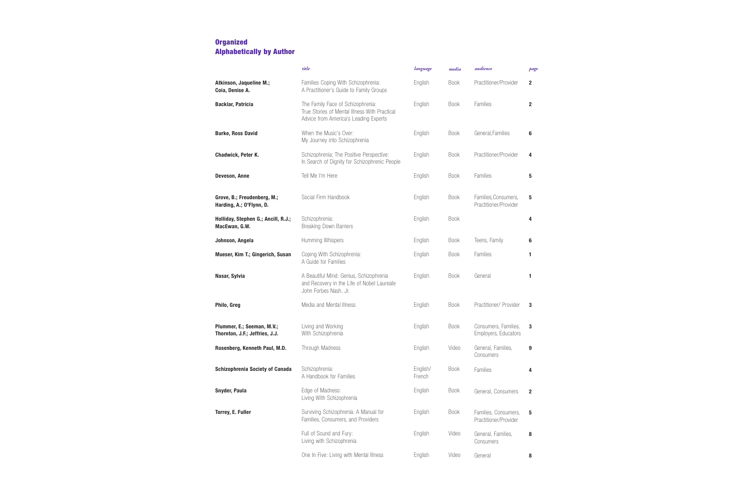## Organized Alphabetically by Author

| | *title* | *language* | *media* | *audience* | *page* |
|---|---|---|---|---|---|
| **Atkinson, Jaqueline M.; Coia, Denise A.** | Families Coping With Schizophrenia: A Practitioner's Guide to Family Groups | English | Book | Practitioner/Provider | **2** |
| **Backlar, Patricia** | The Family Face of Schizophrenia: True Stories of Mental Illness With Practical Advice from America's Leading Experts | English | Book | Families | **2** |
| **Burke, Ross David** | When the Music's Over: My Journey into Schizophrenia | English | Book | General,Families | **6** |
| **Chadwick, Peter K.** | Schizophrenia; The Positive Perspective: In Search of Dignity for Schizophrenic People | English | Book | Practitioner/Provider | **4** |
| **Deveson, Anne** | Tell Me I'm Here | English | Book | Families | **5** |
| **Grove, B.; Freudenberg, M.; Harding, A.; O'Flynn, D.** | Social Firm Handbook | English | Book | Families,Consumers, Practitioner/Provider | **5** |
| **Holliday, Stephen G.; Ancill, R.J.; MacEwan, G.W.** | Schizophrenia: Breaking Down Barriers | English | Book | | **4** |
| **Johnson, Angela** | Humming Whispers | English | Book | Teens, Family | **6** |
| **Mueser, Kim T.; Gingerich, Susan** | Coping With Schizophrenia: A Guide for Families | English | Book | Families | **1** |
| **Nasar, Sylvia** | A Beautiful Mind: Genius, Schizophrenia and Recovery in the Life of Nobel Laureate John Forbes Nash, Jr. | English | Book | General | **1** |
| **Philo, Greg** | Media and Mental Illness | English | Book | Practitioner/ Provider | **3** |
| **Plummer, E.; Seeman, M.V.; Thornton, J.F.; Jeffries, J.J.** | Living and Working With Schizophrenia | English | Book | Consumers, Families, Employers, Educators | **3** |
| **Rosenberg, Kenneth Paul, M.D.** | Through Madness | English | Video | General, Families, Consumers | **9** |
| **Schizophrenia Society of Canada** | Schizophrenia: A Handbook for Families | English/ French | Book | Families | **4** |
| **Snyder, Paula** | Edge of Madness: Living With Schizophrenia | English | Book | General, Consumers | **2** |
| **Torrey, E. Fuller** | Surviving Schizophrenia: A Manual for Families, Consumers, and Providers | English | Book | Families, Consumers, Practitioner/Provider | **5** |
| | Full of Sound and Fury: Living with Schizophrenia | English | Video | General, Families, Consumers | **8** |
| | One In Five: Living with Mental Illness | English | Video | General | **8** |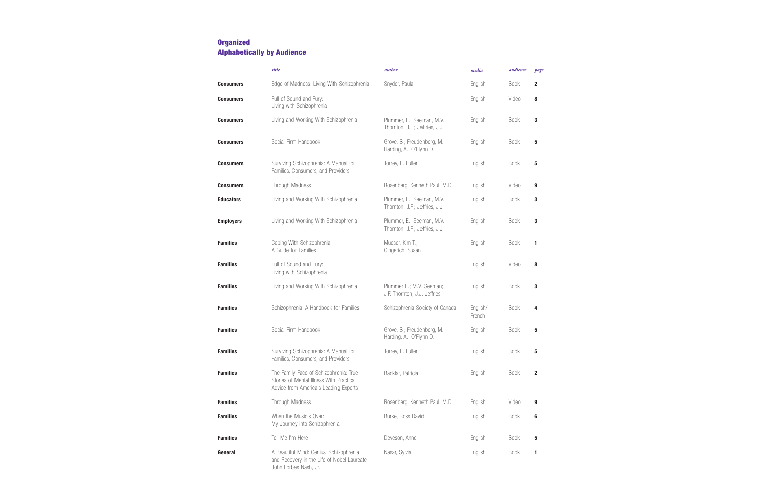## Organized Alphabetically by Audience

| | *title* | *author* | *media* | *audience* | *page* |
|---|---|---|---|---|---|
| **Consumers** | Edge of Madness: Living With Schizophrenia | Snyder, Paula | English | Book | **2** |
| **Consumers** | Full of Sound and Fury: Living with Schizophrenia | | English | Video | **8** |
| **Consumers** | Living and Working With Schizophrenia | Plummer, E.; Seeman, M.V.; Thornton, J.F.; Jeffries, J.J. | English | Book | **3** |
| **Consumers** | Social Firm Handbook | Grove, B.; Freudenberg, M. Harding, A.; O'Flynn D. | English | Book | **5** |
| **Consumers** | Surviving Schizophrenia: A Manual for Families, Consumers, and Providers | Torrey, E. Fuller | English | Book | **5** |
| **Consumers** | Through Madness | Rosenberg, Kenneth Paul, M.D. | English | Video | **9** |
| **Educators** | Living and Working With Schizophrenia | Plummer, E.; Seeman, M.V. Thornton, J.F.; Jeffries, J.J. | English | Book | **3** |
| **Employers** | Living and Working With Schizophrenia | Plummer, E.; Seeman, M.V. Thornton, J.F.; Jeffries, J.J. | English | Book | **3** |
| **Families** | Coping With Schizophrenia: A Guide for Families | Mueser, Kim T.; Gingerich, Susan | English | Book | **1** |
| **Families** | Full of Sound and Fury: Living with Schizophrenia | | English | Video | **8** |
| **Families** | Living and Working With Schizophrenia | Plummer E.; M.V. Seeman; J.F. Thornton; J.J. Jeffries | English | Book | **3** |
| **Families** | Schizophrenia: A Handbook for Families | Schizophrenia Society of Canada | English/ French | Book | **4** |
| **Families** | Social Firm Handbook | Grove, B.; Freudenberg, M. Harding, A.; O'Flynn D. | English | Book | **5** |
| **Families** | Surviving Schizophrenia: A Manual for Families, Consumers, and Providers | Torrey, E. Fuller | English | Book | **5** |
| **Families** | The Family Face of Schizophrenia: True Stories of Mental Illness With Practical Advice from America's Leading Experts | Backlar, Patricia | English | Book | **2** |
| **Families** | Through Madness | Rosenberg, Kenneth Paul, M.D. | English | Video | **9** |
| **Families** | When the Music's Over: My Journey into Schizophrenia | Burke, Ross David | English | Book | **6** |
| **Families** | Tell Me I'm Here | Deveson, Anne | English | Book | **5** |
| **General** | A Beautiful Mind: Genius, Schizophrenia and Recovery in the Life of Nobel Laureate John Forbes Nash, Jr. | Nasar, Sylvia | English | Book | **1** |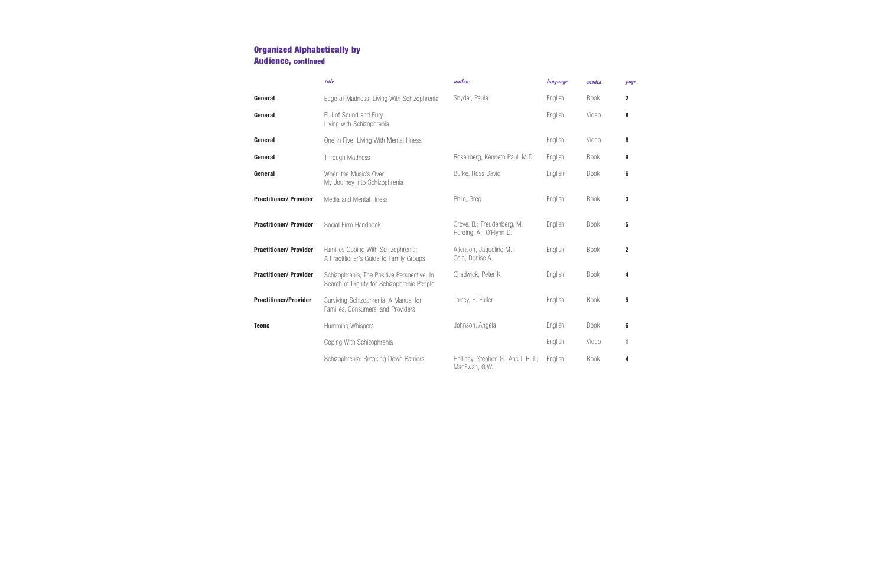## Organized Alphabetically by Audience, continued

| | *title* | *author* | *language* | *media* | *page* |
|---|---|---|---|---|---|
| **General** | Edge of Madness: Living With Schizophrenia | Snyder, Paula | English | Book | **2** |
| **General** | Full of Sound and Fury: Living with Schizophrenia | | English | Video | **8** |
| **General** | One in Five: Living With Mental Illness | | English | Video | **8** |
| **General** | Through Madness | Rosenberg, Kenneth Paul, M.D. | English | Book | **9** |
| **General** | When the Music's Over: My Journey into Schizophrenia | Burke, Ross David | English | Book | **6** |
| **Practitioner/ Provider** | Media and Mental Illness | Philo, Greg | English | Book | **3** |
| **Practitioner/ Provider** | Social Firm Handbook | Grove, B.; Freudenberg, M. Harding, A.; O'Flynn D. | English | Book | **5** |
| **Practitioner/ Provider** | Families Coping With Schizophrenia: A Practitioner's Guide to Family Groups | Atkinson, Jaqueline M.; Coia, Denise A. | English | Book | **2** |
| **Practitioner/ Provider** | Schizophrenia; The Positive Perspective: In Search of Dignity for Schizophrenic People | Chadwick, Peter K. | English | Book | **4** |
| **Practitioner/Provider** | Surviving Schizophrenia: A Manual for Families, Consumers, and Providers | Torrey, E. Fuller | English | Book | **5** |
| **Teens** | Humming Whispers | Johnson, Angela | English | Book | **6** |
| | Coping With Schizophrenia | | English | Video | **1** |
| | Schizophrenia: Breaking Down Barriers | Holliday, Stephen G.; Ancill, R.J.; MacEwan, G.W. | English | Book | **4** |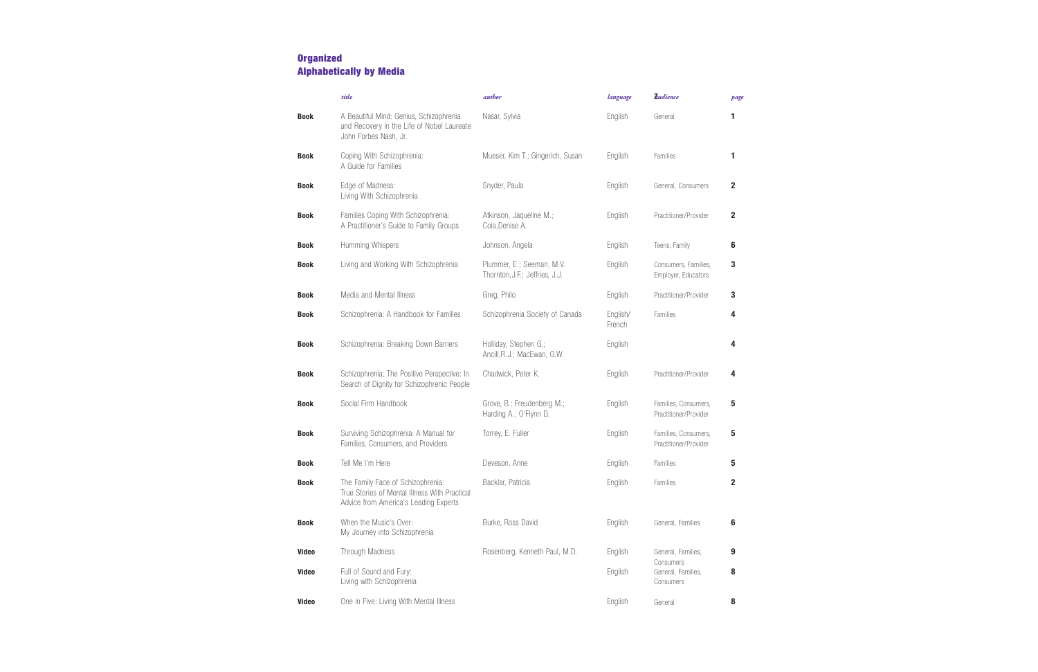## Organized Alphabetically by Media

| | *title* | *author* | *language* | *audience* | *page* |
|---|---|---|---|---|---|
| **Book** | A Beautiful Mind: Genius, Schizophrenia and Recovery in the Life of Nobel Laureate John Forbes Nash, Jr. | Nasar, Sylvia | English | General | **1** |
| **Book** | Coping With Schizophrenia: A Guide for Families | Mueser, Kim T.; Gingerich, Susan | English | Families | **1** |
| **Book** | Edge of Madness: Living With Schizophrenia | Snyder, Paula | English | General, Consumers | **2** |
| **Book** | Families Coping With Schizophrenia: A Practitioner's Guide to Family Groups | Atkinson, Jaqueline M.; Coia,Denise A. | English | Practitioner/Provider | **2** |
| **Book** | Humming Whispers | Johnson, Angela | English | Teens, Family | **6** |
| **Book** | Living and Working With Schizophrenia | Plummer, E.; Seeman, M.V. Thornton,J.F.; Jeffries, J.J. | English | Consumers, Families, Employer, Educators | **3** |
| **Book** | Media and Mental Illness | Greg, Philo | English | Practitioner/Provider | **3** |
| **Book** | Schizophrenia: A Handbook for Families | Schizophrenia Society of Canada | English/ French | Families | **4** |
| **Book** | Schizophrenia: Breaking Down Barriers | Holliday, Stephen G.; Ancill,R.J.; MacEwan, G.W. | English | | **4** |
| **Book** | Schizophrenia; The Positive Perspective: In Search of Dignity for Schizophrenic People | Chadwick, Peter K. | English | Practitioner/Provider | **4** |
| **Book** | Social Firm Handbook | Grove, B.; Freudenberg M.; Harding A.; O'Flynn D. | English | Families, Consumers, Practitioner/Provider | **5** |
| **Book** | Surviving Schizophrenia: A Manual for Families, Consumers, and Providers | Torrey, E. Fuller | English | Families, Consumers, Practitioner/Provider | **5** |
| **Book** | Tell Me I'm Here | Deveson, Anne | English | Families | **5** |
| **Book** | The Family Face of Schizophrenia: True Stories of Mental Illness With Practical Advice from America's Leading Experts | Backlar, Patricia | English | Families | **2** |
| **Book** | When the Music's Over: My Journey into Schizophrenia | Burke, Ross David | English | General, Families | **6** |
| **Video** | Through Madness | Rosenberg, Kenneth Paul, M.D. | English | General, Families, Consumers | **9** |
| **Video** | Full of Sound and Fury: Living with Schizophrenia | | English | General, Families, Consumers | **8** |
| **Video** | One in Five: Living With Mental Illness | | English | General | **8** |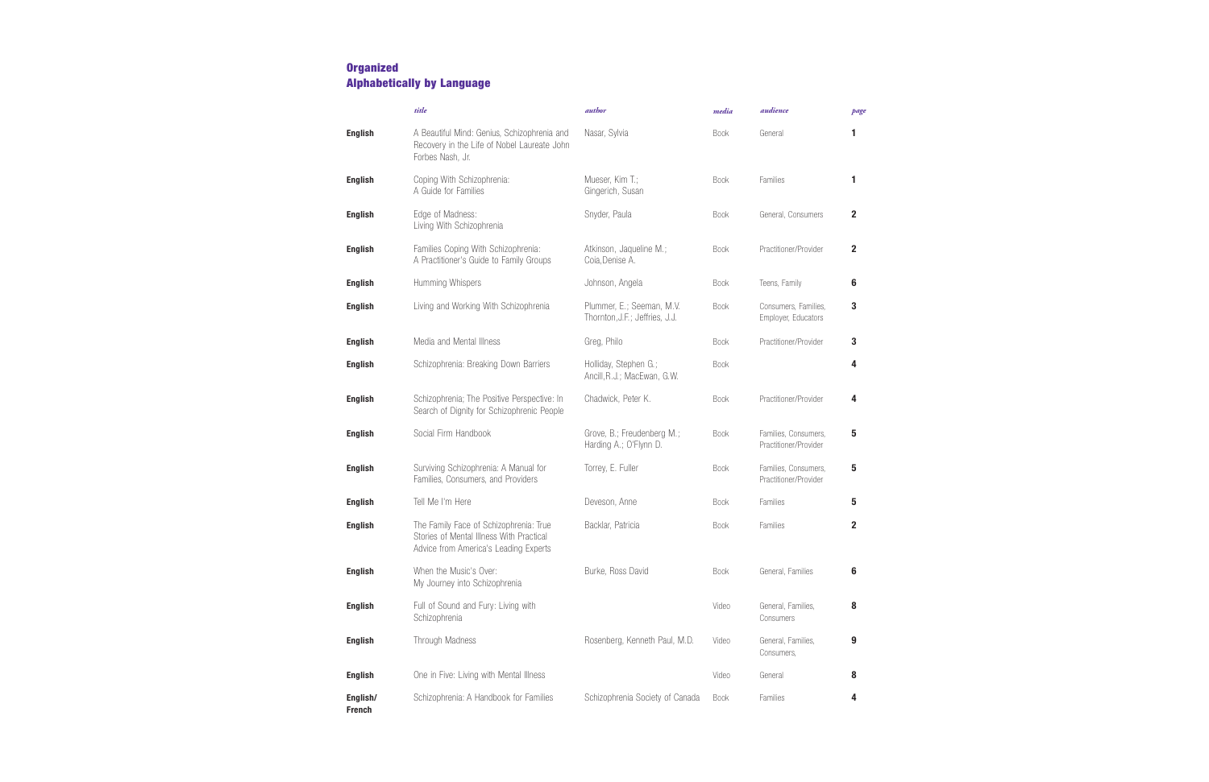## Organized Alphabetically by Language

| | *title* | *author* | *media* | *audience* | *page* |
|---|---|---|---|---|---|
| **English** | A Beautiful Mind: Genius, Schizophrenia and Recovery in the Life of Nobel Laureate John Forbes Nash, Jr. | Nasar, Sylvia | Book | General | **1** |
| **English** | Coping With Schizophrenia: A Guide for Families | Mueser, Kim T.; Gingerich, Susan | Book | Families | **1** |
| **English** | Edge of Madness: Living With Schizophrenia | Snyder, Paula | Book | General, Consumers | **2** |
| **English** | Families Coping With Schizophrenia: A Practitioner's Guide to Family Groups | Atkinson, Jaqueline M.; Coia,Denise A. | Book | Practitioner/Provider | **2** |
| **English** | Humming Whispers | Johnson, Angela | Book | Teens, Family | **6** |
| **English** | Living and Working With Schizophrenia | Plummer, E.; Seeman, M.V. Thornton,J.F.; Jeffries, J.J. | Book | Consumers, Families, Employer, Educators | **3** |
| **English** | Media and Mental Illness | Greg, Philo | Book | Practitioner/Provider | **3** |
| **English** | Schizophrenia: Breaking Down Barriers | Holliday, Stephen G.; Ancill,R.J.; MacEwan, G.W. | Book | | **4** |
| **English** | Schizophrenia; The Positive Perspective: In Search of Dignity for Schizophrenic People | Chadwick, Peter K. | Book | Practitioner/Provider | **4** |
| **English** | Social Firm Handbook | Grove, B.; Freudenberg M.; Harding A.; O'Flynn D. | Book | Families, Consumers, Practitioner/Provider | **5** |
| **English** | Surviving Schizophrenia: A Manual for Families, Consumers, and Providers | Torrey, E. Fuller | Book | Families, Consumers, Practitioner/Provider | **5** |
| **English** | Tell Me I'm Here | Deveson, Anne | Book | Families | **5** |
| **English** | The Family Face of Schizophrenia: True Stories of Mental Illness With Practical Advice from America's Leading Experts | Backlar, Patricia | Book | Families | **2** |
| **English** | When the Music's Over: My Journey into Schizophrenia | Burke, Ross David | Book | General, Families | **6** |
| **English** | Full of Sound and Fury: Living with Schizophrenia | | Video | General, Families, Consumers | **8** |
| **English** | Through Madness | Rosenberg, Kenneth Paul, M.D. | Video | General, Families, Consumers, | **9** |
| **English** | One in Five: Living with Mental Illness | | Video | General | **8** |
| **English/ French** | Schizophrenia: A Handbook for Families | Schizophrenia Society of Canada | Book | Families | **4** |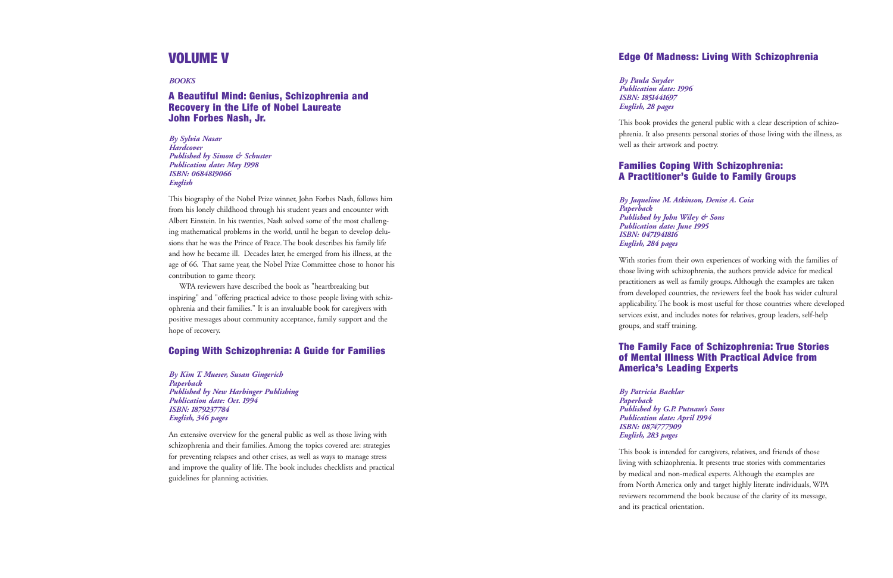# VOLUME V

*BOOKS*

## A Beautiful Mind: Genius, Schizophrenia and Recovery in the Life of Nobel Laureate John Forbes Nash, Jr.

***By Sylvia Nasar***
***Hardcover***
***Published by Simon & Schuster***
***Publication date: May 1998***
***ISBN: 0684819066***
***English***

This biography of the Nobel Prize winner, John Forbes Nash, follows him from his lonely childhood through his student years and encounter with Albert Einstein. In his twenties, Nash solved some of the most challenging mathematical problems in the world, until he began to develop delusions that he was the Prince of Peace. The book describes his family life and how he became ill. Decades later, he emerged from his illness, at the age of 66. That same year, the Nobel Prize Committee chose to honor his contribution to game theory.

WPA reviewers have described the book as "heartbreaking but inspiring" and "offering practical advice to those people living with schizophrenia and their families." It is an invaluable book for caregivers with positive messages about community acceptance, family support and the hope of recovery.

## Coping With Schizophrenia: A Guide for Families

***By Kim T. Mueser, Susan Gingerich***
***Paperback***
***Published by New Harbinger Publishing***
***Publication date: Oct. 1994***
***ISBN: 1879237784***
***English, 346 pages***

An extensive overview for the general public as well as those living with schizophrenia and their families. Among the topics covered are: strategies for preventing relapses and other crises, as well as ways to manage stress and improve the quality of life. The book includes checklists and practical guidelines for planning activities.

## Edge Of Madness: Living With Schizophrenia

***By Paula Snyder***
***Publication date: 1996***
***ISBN: 1851441697***
***English, 28 pages***

This book provides the general public with a clear description of schizophrenia. It also presents personal stories of those living with the illness, as well as their artwork and poetry.

## Families Coping With Schizophrenia: A Practitioner's Guide to Family Groups

***By Jaqueline M. Atkinson, Denise A. Coia***
***Paperback***
***Published by John Wiley & Sons***
***Publication date: June 1995***
***ISBN: 0471941816***
***English, 284 pages***

With stories from their own experiences of working with the families of those living with schizophrenia, the authors provide advice for medical practitioners as well as family groups. Although the examples are taken from developed countries, the reviewers feel the book has wider cultural applicability. The book is most useful for those countries where developed services exist, and includes notes for relatives, group leaders, self-help groups, and staff training.

## The Family Face of Schizophrenia: True Stories of Mental Illness With Practical Advice from America's Leading Experts

***By Patricia Backlar***
***Paperback***
***Published by G.P. Putnam's Sons***
***Publication date: April 1994***
***ISBN: 0874777909***
***English, 283 pages***

This book is intended for caregivers, relatives, and friends of those living with schizophrenia. It presents true stories with commentaries by medical and non-medical experts. Although the examples are from North America only and target highly literate individuals, WPA reviewers recommend the book because of the clarity of its message, and its practical orientation.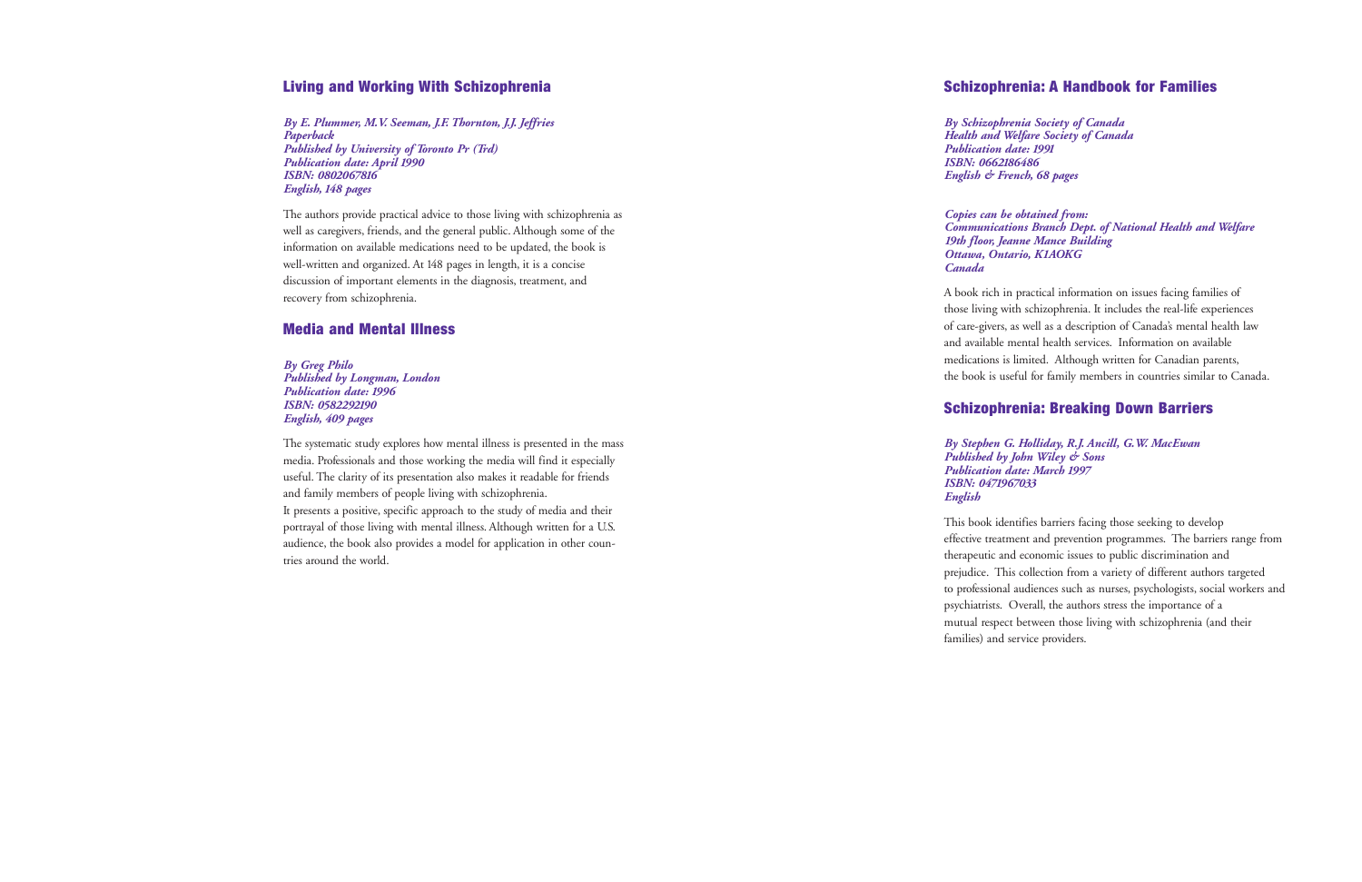## Living and Working With Schizophrenia

*By E. Plummer, M.V. Seeman, J.F. Thornton, J.J. Jeffries*
*Paperback*
*Published by University of Toronto Pr (Trd)*
*Publication date: April 1990*
*ISBN: 0802067816*
*English, 148 pages*

The authors provide practical advice to those living with schizophrenia as well as caregivers, friends, and the general public. Although some of the information on available medications need to be updated, the book is well-written and organized. At 148 pages in length, it is a concise discussion of important elements in the diagnosis, treatment, and recovery from schizophrenia.

## Media and Mental Illness

*By Greg Philo*
*Published by Longman, London*
*Publication date: 1996*
*ISBN: 0582292190*
*English, 409 pages*

The systematic study explores how mental illness is presented in the mass media. Professionals and those working the media will find it especially useful. The clarity of its presentation also makes it readable for friends and family members of people living with schizophrenia.
It presents a positive, specific approach to the study of media and their portrayal of those living with mental illness. Although written for a U.S. audience, the book also provides a model for application in other countries around the world.

## Schizophrenia: A Handbook for Families

*By Schizophrenia Society of Canada*
*Health and Welfare Society of Canada*
*Publication date: 1991*
*ISBN: 0662186486*
*English & French, 68 pages*

*Copies can be obtained from:*
*Communications Branch Dept. of National Health and Welfare*
*19th floor, Jeanne Mance Building*
*Ottawa, Ontario, K1AOKG*
*Canada*

A book rich in practical information on issues facing families of those living with schizophrenia. It includes the real-life experiences of care-givers, as well as a description of Canada's mental health law and available mental health services. Information on available medications is limited. Although written for Canadian parents, the book is useful for family members in countries similar to Canada.

## Schizophrenia: Breaking Down Barriers

*By Stephen G. Holliday, R.J. Ancill, G.W. MacEwan*
*Published by John Wiley & Sons*
*Publication date: March 1997*
*ISBN: 0471967033*
*English*

This book identifies barriers facing those seeking to develop effective treatment and prevention programmes. The barriers range from therapeutic and economic issues to public discrimination and prejudice. This collection from a variety of different authors targeted to professional audiences such as nurses, psychologists, social workers and psychiatrists. Overall, the authors stress the importance of a mutual respect between those living with schizophrenia (and their families) and service providers.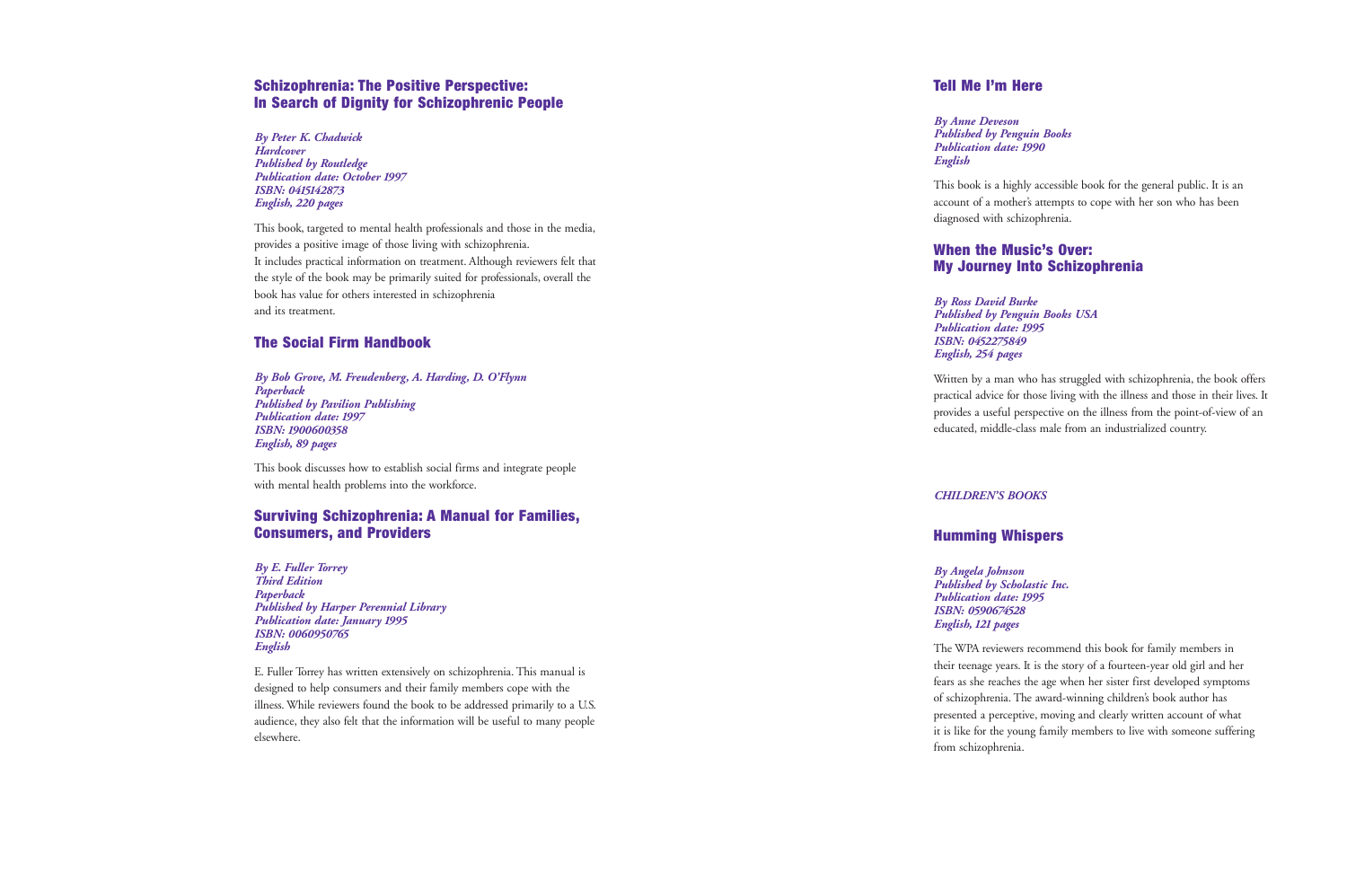## Schizophrenia: The Positive Perspective: In Search of Dignity for Schizophrenic People

*By Peter K. Chadwick*
*Hardcover*
*Published by Routledge*
*Publication date: October 1997*
*ISBN: 0415142873*
*English, 220 pages*

This book, targeted to mental health professionals and those in the media, provides a positive image of those living with schizophrenia. It includes practical information on treatment. Although reviewers felt that the style of the book may be primarily suited for professionals, overall the book has value for others interested in schizophrenia and its treatment.

## The Social Firm Handbook

*By Bob Grove, M. Freudenberg, A. Harding, D. O'Flynn*
*Paperback*
*Published by Pavilion Publishing*
*Publication date: 1997*
*ISBN: 1900600358*
*English, 89 pages*

This book discusses how to establish social firms and integrate people with mental health problems into the workforce.

## Surviving Schizophrenia: A Manual for Families, Consumers, and Providers

*By E. Fuller Torrey*
*Third Edition*
*Paperback*
*Published by Harper Perennial Library*
*Publication date: January 1995*
*ISBN: 0060950765*
*English*

E. Fuller Torrey has written extensively on schizophrenia. This manual is designed to help consumers and their family members cope with the illness. While reviewers found the book to be addressed primarily to a U.S. audience, they also felt that the information will be useful to many people elsewhere.

## Tell Me I'm Here

*By Anne Deveson*
*Published by Penguin Books*
*Publication date: 1990*
*English*

This book is a highly accessible book for the general public. It is an account of a mother's attempts to cope with her son who has been diagnosed with schizophrenia.

## When the Music's Over: My Journey Into Schizophrenia

*By Ross David Burke*
*Published by Penguin Books USA*
*Publication date: 1995*
*ISBN: 0452275849*
*English, 254 pages*

Written by a man who has struggled with schizophrenia, the book offers practical advice for those living with the illness and those in their lives. It provides a useful perspective on the illness from the point-of-view of an educated, middle-class male from an industrialized country.

*CHILDREN'S BOOKS*

## Humming Whispers

*By Angela Johnson*
*Published by Scholastic Inc.*
*Publication date: 1995*
*ISBN: 0590674528*
*English, 121 pages*

The WPA reviewers recommend this book for family members in their teenage years. It is the story of a fourteen-year old girl and her fears as she reaches the age when her sister first developed symptoms of schizophrenia. The award-winning children's book author has presented a perceptive, moving and clearly written account of what it is like for the young family members to live with someone suffering from schizophrenia.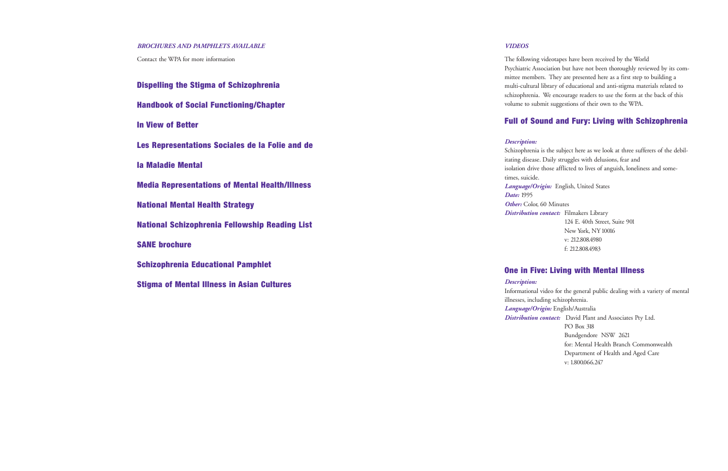### *BROCHURES AND PAMPHLETS AVAILABLE*

Contact the WPA for more information

## Dispelling the Stigma of Schizophrenia

## Handbook of Social Functioning/Chapter

## In View of Better

## Les Representations Sociales de la Folie and de la Maladie Mental

## Media Representations of Mental Health/Illness

## National Mental Health Strategy

## National Schizophrenia Fellowship Reading List

## SANE brochure

## Schizophrenia Educational Pamphlet

## Stigma of Mental Illness in Asian Cultures

### *VIDEOS*

The following videotapes have been received by the World Psychiatric Association but have not been thoroughly reviewed by its committee members. They are presented here as a first step to building a multi-cultural library of educational and anti-stigma materials related to schizophrenia. We encourage readers to use the form at the back of this volume to submit suggestions of their own to the WPA.

## Full of Sound and Fury: Living with Schizophrenia

***Description:***
Schizophrenia is the subject here as we look at three sufferers of the debilitating disease. Daily struggles with delusions, fear and isolation drive those afflicted to lives of anguish, loneliness and sometimes, suicide.
***Language/Origin:*** English, United States
***Date:*** 1995
***Other:*** Color, 60 Minutes
***Distribution contact:*** Filmakers Library
124 E. 40th Street, Suite 901
New York, NY 10016
v: 212.808.4980
f: 212.808.4983

## One in Five: Living with Mental Illness

***Description:***
Informational video for the general public dealing with a variety of mental illnesses, including schizophrenia.
***Language/Origin:*** English/Australia
***Distribution contact:*** David Plant and Associates Pty Ltd.
PO Box 318
Bundgendore NSW 2621
for: Mental Health Branch Commonwealth Department of Health and Aged Care
v: 1.800.066.247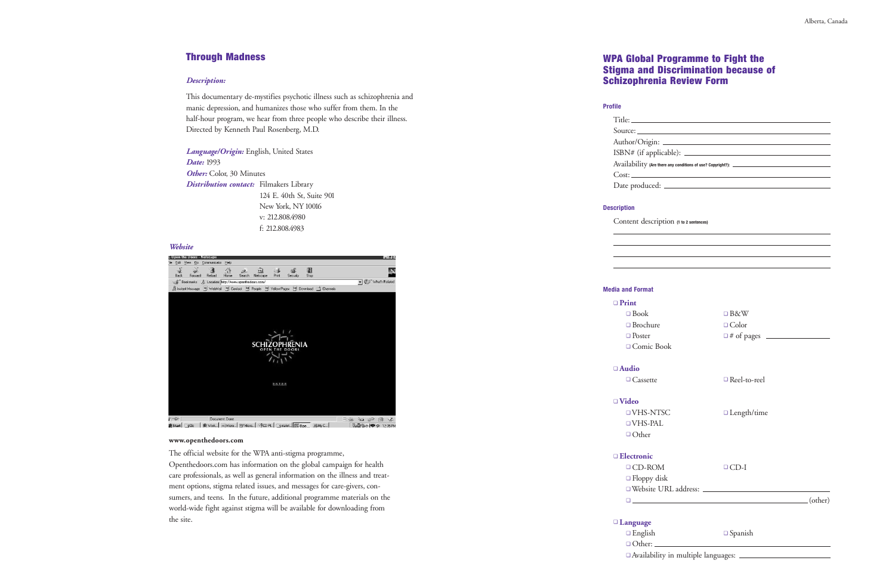## Through Madness

***Description:***

This documentary de-mystifies psychotic illness such as schizophrenia and manic depression, and humanizes those who suffer from them. In the half-hour program, we hear from three people who describe their illness. Directed by Kenneth Paul Rosenberg, M.D.

***Language/Origin:*** English, United States
***Date:*** 1993
***Other:*** Color, 30 Minutes
***Distribution contact:*** Filmakers Library
124 E. 40th St, Suite 901
New York, NY 10016
v: 212.808.4980
f: 212.808.4983

***Website***

**www.openthedoors.com**

The official website for the WPA anti-stigma programme, Openthedoors.com has information on the global campaign for health care professionals, as well as general information on the illness and treatment options, stigma related issues, and messages for care-givers, consumers, and teens. In the future, additional programme materials on the world-wide fight against stigma will be available for downloading from the site.

## WPA Global Programme to Fight the Stigma and Discrimination because of Schizophrenia Review Form

### Profile

Title: \_\_\_\_\_\_\_\_\_\_\_\_\_\_\_\_\_\_\_\_
Source: \_\_\_\_\_\_\_\_\_\_\_\_\_\_\_\_\_\_\_\_
Author/Origin: \_\_\_\_\_\_\_\_\_\_\_\_\_\_\_\_\_\_\_\_
ISBN# (if applicable): \_\_\_\_\_\_\_\_\_\_\_\_\_\_\_\_\_\_\_\_
Availability **(Are there any conditions of use? Copyright?):** \_\_\_\_\_\_\_\_\_\_\_\_\_\_\_\_\_\_\_\_
Cost: \_\_\_\_\_\_\_\_\_\_\_\_\_\_\_\_\_\_\_\_
Date produced: \_\_\_\_\_\_\_\_\_\_\_\_\_\_\_\_\_\_\_\_

### Description

Content description **(1 to 2 sentences)**

\_\_\_\_\_\_\_\_\_\_\_\_\_\_\_\_\_\_\_\_\_\_\_\_\_\_\_\_\_\_\_\_\_\_\_\_\_\_\_\_
\_\_\_\_\_\_\_\_\_\_\_\_\_\_\_\_\_\_\_\_\_\_\_\_\_\_\_\_\_\_\_\_\_\_\_\_\_\_\_\_
\_\_\_\_\_\_\_\_\_\_\_\_\_\_\_\_\_\_\_\_\_\_\_\_\_\_\_\_\_\_\_\_\_\_\_\_\_\_\_\_
\_\_\_\_\_\_\_\_\_\_\_\_\_\_\_\_\_\_\_\_\_\_\_\_\_\_\_\_\_\_\_\_\_\_\_\_\_\_\_\_

### Media and Format

❑ **Print**
- ❑ Book
- ❑ Brochure
- ❑ Poster
- ❑ Comic Book
- ❑ B&W
- ❑ Color
- ❑ # of pages \_\_\_\_\_\_\_\_\_\_

❑ **Audio**
- ❑ Cassette
- ❑ Reel-to-reel

❑ **Video**
- ❑ VHS-NTSC
- ❑ VHS-PAL
- ❑ Other
- ❑ Length/time

❑ **Electronic**
- ❑ CD-ROM
- ❑ CD-I
- ❑ Floppy disk
- ❑ Website URL address: \_\_\_\_\_\_\_\_\_\_\_\_\_\_\_\_\_\_\_\_
- ❑ \_\_\_\_\_\_\_\_\_\_\_\_\_\_\_\_\_\_\_\_ (other)

❑ **Language**
- ❑ English
- ❑ Spanish
- ❑ Other: \_\_\_\_\_\_\_\_\_\_\_\_\_\_\_\_\_\_\_\_
- ❑ Availability in multiple languages: \_\_\_\_\_\_\_\_\_\_\_\_\_\_\_\_\_\_\_\_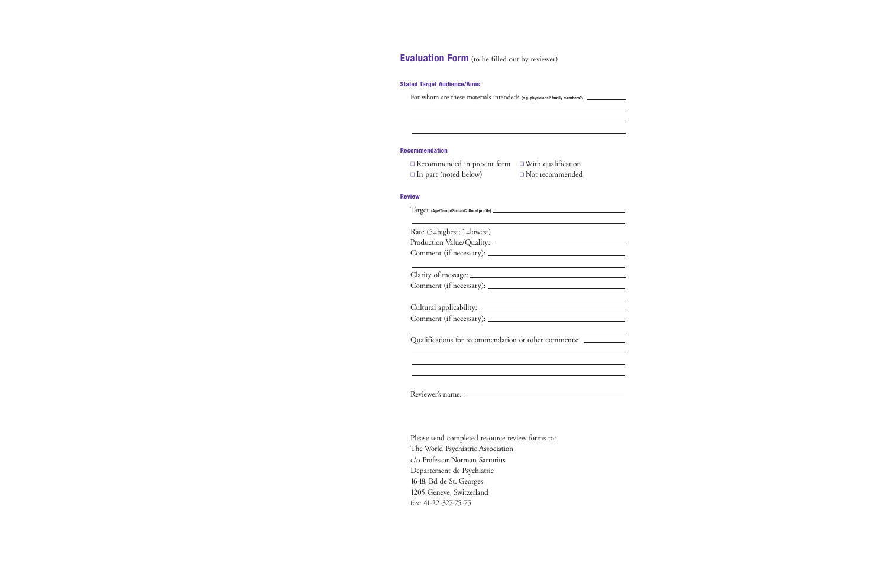## **Evaluation Form** (to be filled out by reviewer)

### Stated Target Audience/Aims

For whom are these materials intended? **(e.g. physicians? family members?)** ____________

________________________________________

________________________________________

________________________________________

### Recommendation

❑ Recommended in present form ❑ With qualification

❑ In part (noted below) ❑ Not recommended

### Review

Target **(Age/Group/Social/Cultural profile)** ____________________

________________________________________

Rate (5=highest; 1=lowest)

Production Value/Quality: ____________________

Comment (if necessary): ____________________

________________________________________

Clarity of message: ____________________

Comment (if necessary): ____________________

________________________________________

Cultural applicability: ____________________

Comment (if necessary): ____________________

________________________________________

Qualifications for recommendation or other comments: ____________

________________________________________

________________________________________

________________________________________

Reviewer's name: ____________________

Please send completed resource review forms to:
The World Psychiatric Association
c/o Professor Norman Sartorius
Departement de Psychiatrie
16-18, Bd de St. Georges
1205 Geneve, Switzerland
fax: 41-22-327-75-75